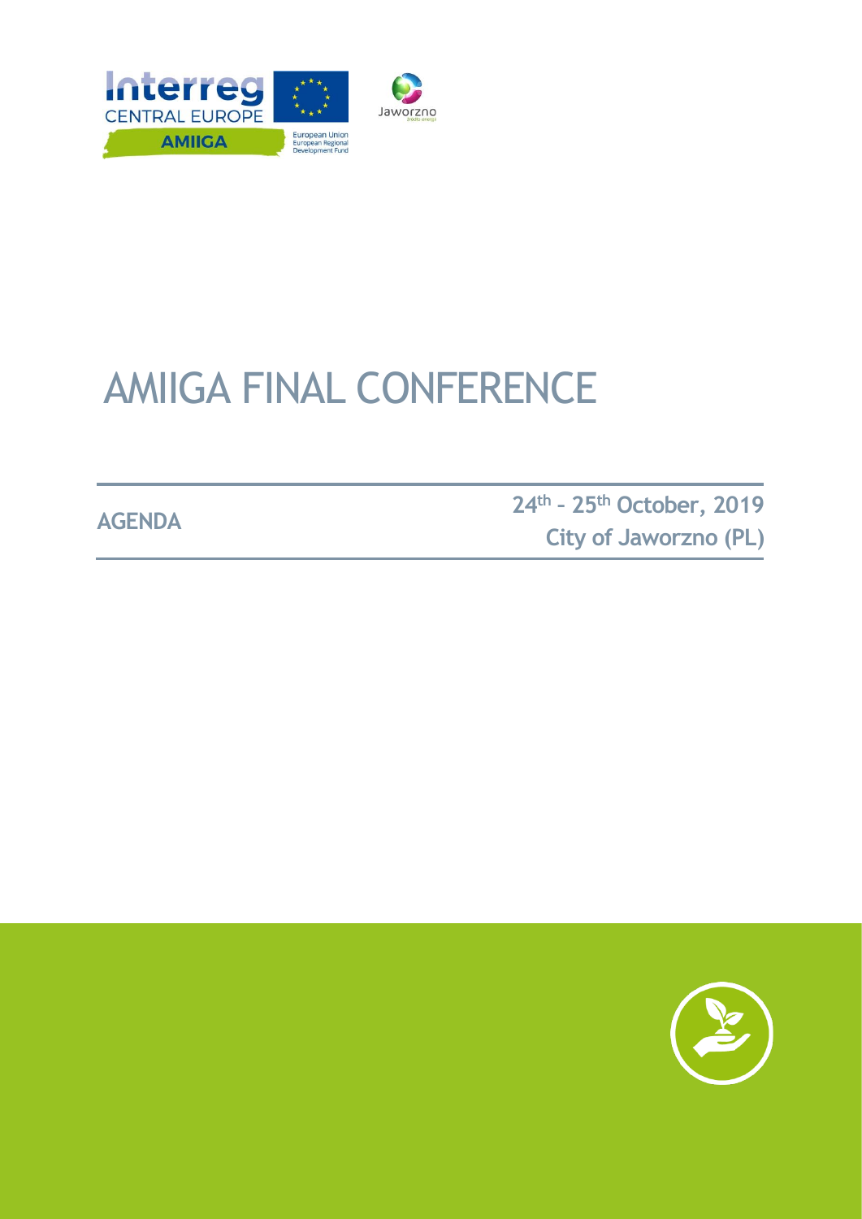# AMIIGA FINAL CONFERENCE

**AGENDA**

**24th – 25th October, 2019**
**City of Jaworzno (PL)**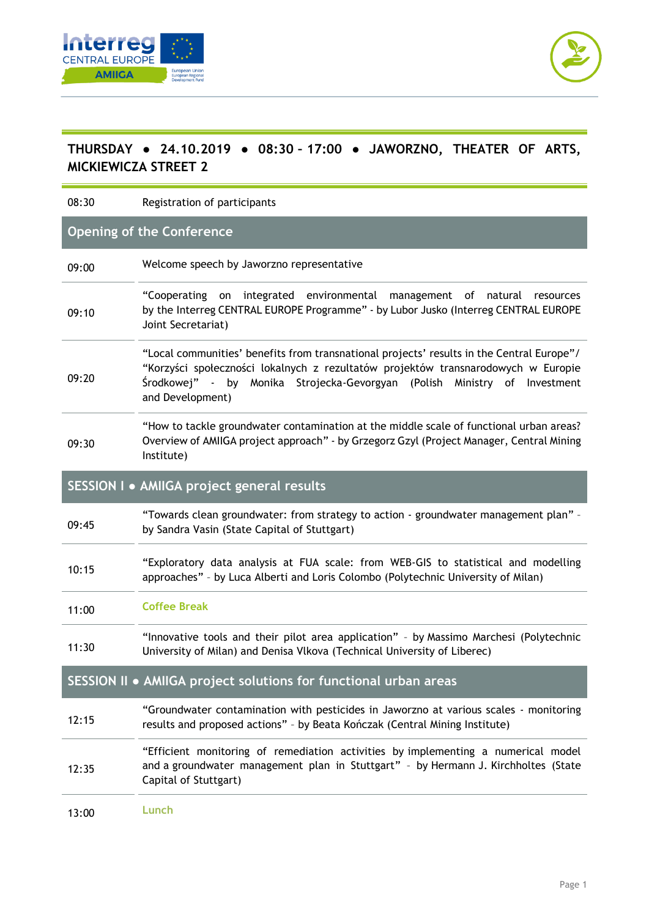**THURSDAY ● 24.10.2019 ● 08:30 – 17:00 ● JAWORZNO, THEATER OF ARTS, MICKIEWICZA STREET 2**

| | |
|---|---|
| 08:30 | Registration of participants |
| **Opening of the Conference** | |
| 09:00 | Welcome speech by Jaworzno representative |
| 09:10 | "Cooperating on integrated environmental management of natural resources by the Interreg CENTRAL EUROPE Programme" - by Lubor Jusko (Interreg CENTRAL EUROPE Joint Secretariat) |
| 09:20 | "Local communities' benefits from transnational projects' results in the Central Europe"/ "Korzyści społeczności lokalnych z rezultatów projektów transnarodowych w Europie Środkowej" - by Monika Strojecka-Gevorgyan (Polish Ministry of Investment and Development) |
| 09:30 | "How to tackle groundwater contamination at the middle scale of functional urban areas? Overview of AMIIGA project approach" - by Grzegorz Gzyl (Project Manager, Central Mining Institute) |
| **SESSION I ● AMIIGA project general results** | |
| 09:45 | "Towards clean groundwater: from strategy to action - groundwater management plan" - by Sandra Vasin (State Capital of Stuttgart) |
| 10:15 | "Exploratory data analysis at FUA scale: from WEB-GIS to statistical and modelling approaches" – by Luca Alberti and Loris Colombo (Polytechnic University of Milan) |
| 11:00 | Coffee Break |
| 11:30 | "Innovative tools and their pilot area application" – by Massimo Marchesi (Polytechnic University of Milan) and Denisa Vlkova (Technical University of Liberec) |
| **SESSION II ● AMIIGA project solutions for functional urban areas** | |
| 12:15 | "Groundwater contamination with pesticides in Jaworzno at various scales - monitoring results and proposed actions" – by Beata Kończak (Central Mining Institute) |
| 12:35 | "Efficient monitoring of remediation activities by implementing a numerical model and a groundwater management plan in Stuttgart" – by Hermann J. Kirchholtes (State Capital of Stuttgart) |
| 13:00 | Lunch |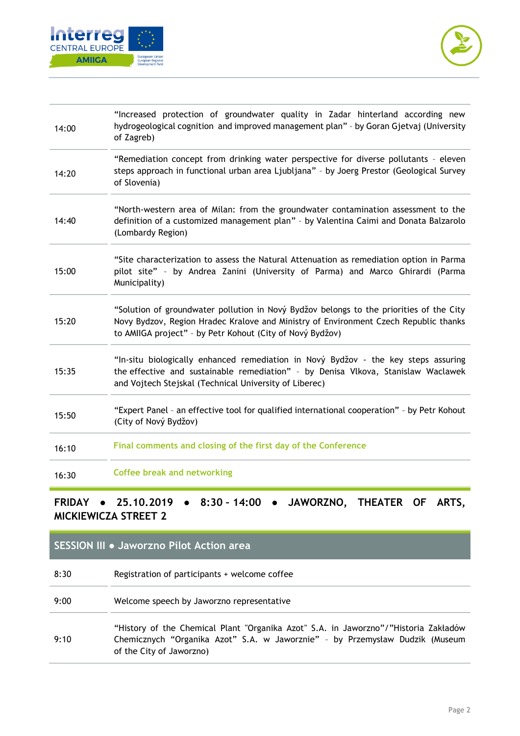| | |
|---|---|
| 14:00 | "Increased protection of groundwater quality in Zadar hinterland according new hydrogeological cognition and improved management plan" - by Goran Gjetvaj (University of Zagreb) |
| 14:20 | "Remediation concept from drinking water perspective for diverse pollutants - eleven steps approach in functional urban area Ljubljana" - by Joerg Prestor (Geological Survey of Slovenia) |
| 14:40 | "North-western area of Milan: from the groundwater contamination assessment to the definition of a customized management plan" - by Valentina Caimi and Donata Balzarolo (Lombardy Region) |
| 15:00 | "Site characterization to assess the Natural Attenuation as remediation option in Parma pilot site" - by Andrea Zanini (University of Parma) and Marco Ghirardi (Parma Municipality) |
| 15:20 | "Solution of groundwater pollution in Nový Bydžov belongs to the priorities of the City Novy Bydzov, Region Hradec Kralove and Ministry of Environment Czech Republic thanks to AMIIGA project" - by Petr Kohout (City of Nový Bydžov) |
| 15:35 | "In-situ biologically enhanced remediation in Nový Bydžov - the key steps assuring the effective and sustainable remediation" - by Denisa Vlkova, Stanislaw Waclawek and Vojtech Stejskal (Technical University of Liberec) |
| 15:50 | "Expert Panel - an effective tool for qualified international cooperation" - by Petr Kohout (City of Nový Bydžov) |
| 16:10 | Final comments and closing of the first day of the Conference |
| 16:30 | Coffee break and networking |

**FRIDAY • 25.10.2019 • 8:30 – 14:00 • JAWORZNO, THEATER OF ARTS, MICKIEWICZA STREET 2**

## SESSION III • Jaworzno Pilot Action area

| | |
|---|---|
| 8:30 | Registration of participants + welcome coffee |
| 9:00 | Welcome speech by Jaworzno representative |
| 9:10 | "History of the Chemical Plant "Organika Azot" S.A. in Jaworzno"/"Historia Zakładów Chemicznych "Organika Azot" S.A. w Jaworznie" - by Przemysław Dudzik (Museum of the City of Jaworzno) |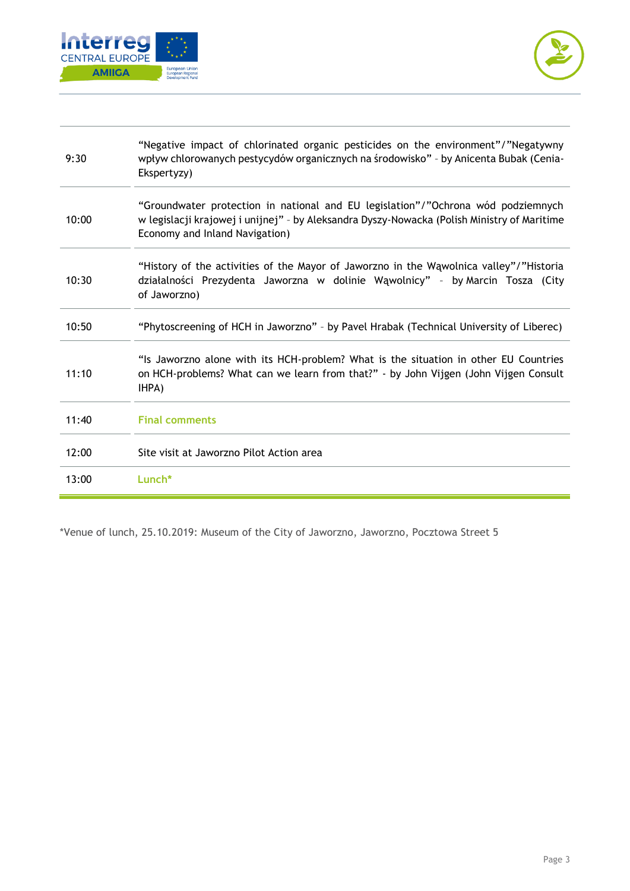| | |
|---|---|
| 9:30 | "Negative impact of chlorinated organic pesticides on the environment"/"Negatywny wpływ chlorowanych pestycydów organicznych na środowisko" – by Anicenta Bubak (Cenia-Ekspertyzy) |
| 10:00 | "Groundwater protection in national and EU legislation"/"Ochrona wód podziemnych w legislacji krajowej i unijnej" – by Aleksandra Dyszy-Nowacka (Polish Ministry of Maritime Economy and Inland Navigation) |
| 10:30 | "History of the activities of the Mayor of Jaworzno in the Wąwolnica valley"/"Historia działalności Prezydenta Jaworzna w dolinie Wąwolnicy" – by Marcin Tosza (City of Jaworzno) |
| 10:50 | "Phytoscreening of HCH in Jaworzno" – by Pavel Hrabak (Technical University of Liberec) |
| 11:10 | "Is Jaworzno alone with its HCH-problem? What is the situation in other EU Countries on HCH-problems? What can we learn from that?" - by John Vijgen (John Vijgen Consult IHPA) |
| 11:40 | **Final comments** |
| 12:00 | Site visit at Jaworzno Pilot Action area |
| 13:00 | **Lunch*** |

*Venue of lunch, 25.10.2019: Museum of the City of Jaworzno, Jaworzno, Pocztowa Street 5